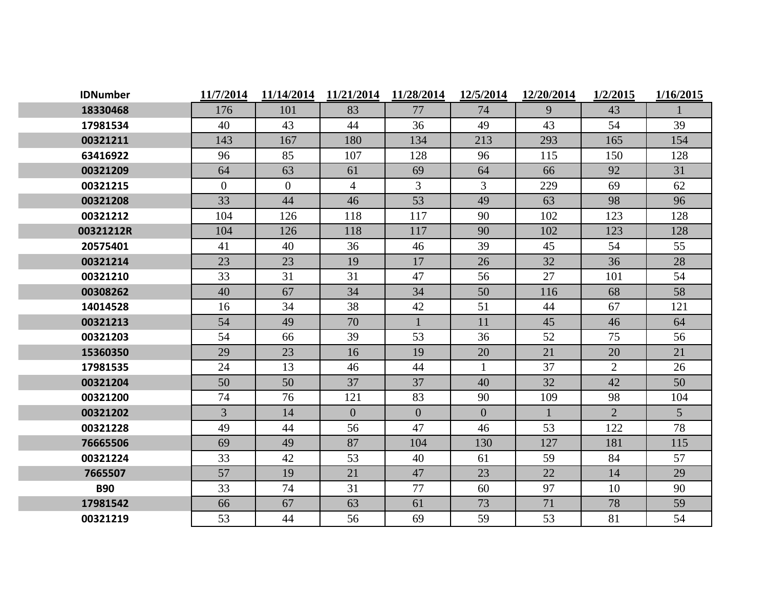| IDNumber | 11/7/2014 | 11/14/2014 | 11/21/2014 | 11/28/2014 | 12/5/2014 | 12/20/2014 | 1/2/2015 | 1/16/2015 |
|---|---|---|---|---|---|---|---|---|
| 18330468 | 176 | 101 | 83 | 77 | 74 | 9 | 43 | 1 |
| 17981534 | 40 | 43 | 44 | 36 | 49 | 43 | 54 | 39 |
| 00321211 | 143 | 167 | 180 | 134 | 213 | 293 | 165 | 154 |
| 63416922 | 96 | 85 | 107 | 128 | 96 | 115 | 150 | 128 |
| 00321209 | 64 | 63 | 61 | 69 | 64 | 66 | 92 | 31 |
| 00321215 | 0 | 0 | 4 | 3 | 3 | 229 | 69 | 62 |
| 00321208 | 33 | 44 | 46 | 53 | 49 | 63 | 98 | 96 |
| 00321212 | 104 | 126 | 118 | 117 | 90 | 102 | 123 | 128 |
| 00321212R | 104 | 126 | 118 | 117 | 90 | 102 | 123 | 128 |
| 20575401 | 41 | 40 | 36 | 46 | 39 | 45 | 54 | 55 |
| 00321214 | 23 | 23 | 19 | 17 | 26 | 32 | 36 | 28 |
| 00321210 | 33 | 31 | 31 | 47 | 56 | 27 | 101 | 54 |
| 00308262 | 40 | 67 | 34 | 34 | 50 | 116 | 68 | 58 |
| 14014528 | 16 | 34 | 38 | 42 | 51 | 44 | 67 | 121 |
| 00321213 | 54 | 49 | 70 | 1 | 11 | 45 | 46 | 64 |
| 00321203 | 54 | 66 | 39 | 53 | 36 | 52 | 75 | 56 |
| 15360350 | 29 | 23 | 16 | 19 | 20 | 21 | 20 | 21 |
| 17981535 | 24 | 13 | 46 | 44 | 1 | 37 | 2 | 26 |
| 00321204 | 50 | 50 | 37 | 37 | 40 | 32 | 42 | 50 |
| 00321200 | 74 | 76 | 121 | 83 | 90 | 109 | 98 | 104 |
| 00321202 | 3 | 14 | 0 | 0 | 0 | 1 | 2 | 5 |
| 00321228 | 49 | 44 | 56 | 47 | 46 | 53 | 122 | 78 |
| 76665506 | 69 | 49 | 87 | 104 | 130 | 127 | 181 | 115 |
| 00321224 | 33 | 42 | 53 | 40 | 61 | 59 | 84 | 57 |
| 7665507 | 57 | 19 | 21 | 47 | 23 | 22 | 14 | 29 |
| B90 | 33 | 74 | 31 | 77 | 60 | 97 | 10 | 90 |
| 17981542 | 66 | 67 | 63 | 61 | 73 | 71 | 78 | 59 |
| 00321219 | 53 | 44 | 56 | 69 | 59 | 53 | 81 | 54 |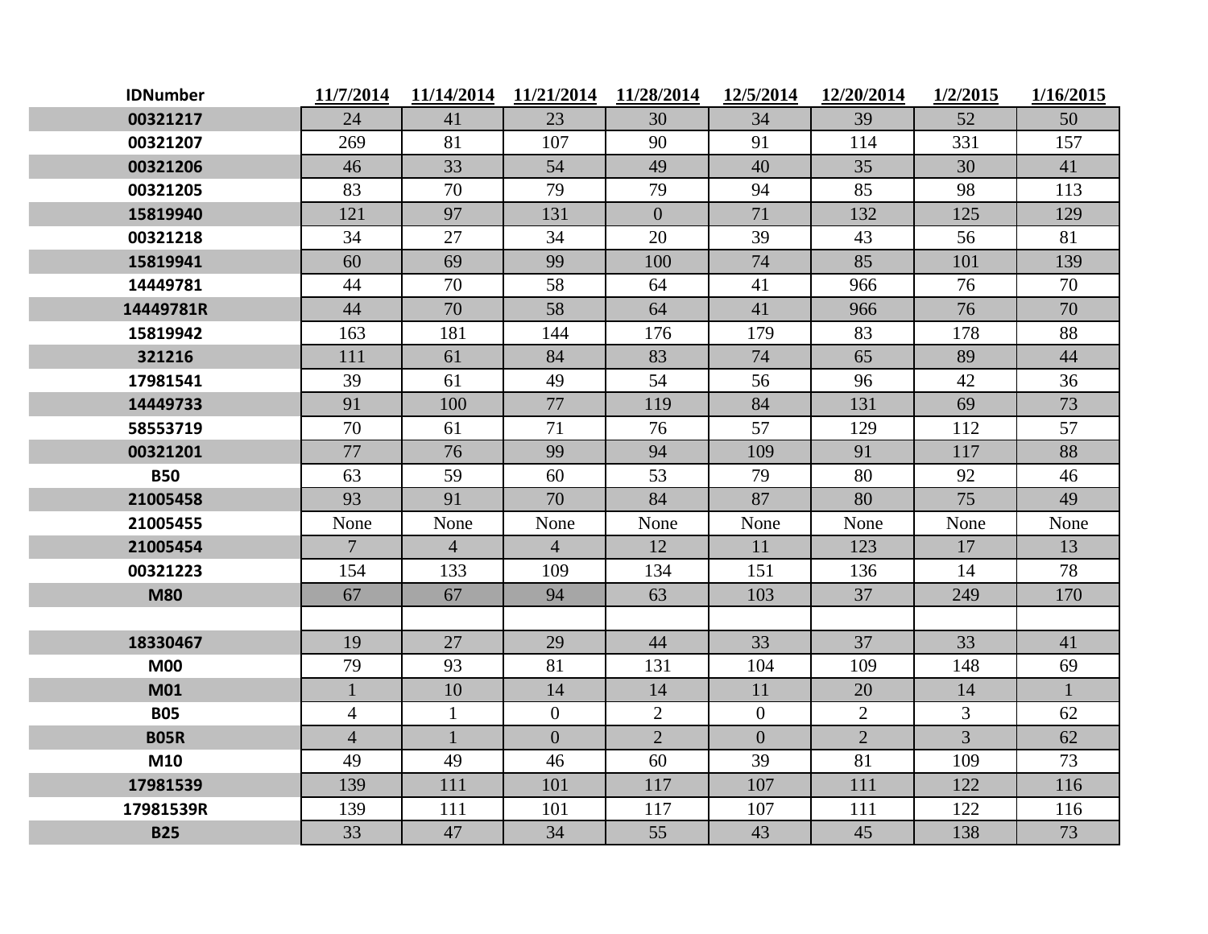| IDNumber | 11/7/2014 | 11/14/2014 | 11/21/2014 | 11/28/2014 | 12/5/2014 | 12/20/2014 | 1/2/2015 | 1/16/2015 |
|---|---|---|---|---|---|---|---|---|
| 00321217 | 24 | 41 | 23 | 30 | 34 | 39 | 52 | 50 |
| 00321207 | 269 | 81 | 107 | 90 | 91 | 114 | 331 | 157 |
| 00321206 | 46 | 33 | 54 | 49 | 40 | 35 | 30 | 41 |
| 00321205 | 83 | 70 | 79 | 79 | 94 | 85 | 98 | 113 |
| 15819940 | 121 | 97 | 131 | 0 | 71 | 132 | 125 | 129 |
| 00321218 | 34 | 27 | 34 | 20 | 39 | 43 | 56 | 81 |
| 15819941 | 60 | 69 | 99 | 100 | 74 | 85 | 101 | 139 |
| 14449781 | 44 | 70 | 58 | 64 | 41 | 966 | 76 | 70 |
| 14449781R | 44 | 70 | 58 | 64 | 41 | 966 | 76 | 70 |
| 15819942 | 163 | 181 | 144 | 176 | 179 | 83 | 178 | 88 |
| 321216 | 111 | 61 | 84 | 83 | 74 | 65 | 89 | 44 |
| 17981541 | 39 | 61 | 49 | 54 | 56 | 96 | 42 | 36 |
| 14449733 | 91 | 100 | 77 | 119 | 84 | 131 | 69 | 73 |
| 58553719 | 70 | 61 | 71 | 76 | 57 | 129 | 112 | 57 |
| 00321201 | 77 | 76 | 99 | 94 | 109 | 91 | 117 | 88 |
| B50 | 63 | 59 | 60 | 53 | 79 | 80 | 92 | 46 |
| 21005458 | 93 | 91 | 70 | 84 | 87 | 80 | 75 | 49 |
| 21005455 | None | None | None | None | None | None | None | None |
| 21005454 | 7 | 4 | 4 | 12 | 11 | 123 | 17 | 13 |
| 00321223 | 154 | 133 | 109 | 134 | 151 | 136 | 14 | 78 |
| M80 | 67 | 67 | 94 | 63 | 103 | 37 | 249 | 170 |
| | | | | | | | | |
| 18330467 | 19 | 27 | 29 | 44 | 33 | 37 | 33 | 41 |
| M00 | 79 | 93 | 81 | 131 | 104 | 109 | 148 | 69 |
| M01 | 1 | 10 | 14 | 14 | 11 | 20 | 14 | 1 |
| B05 | 4 | 1 | 0 | 2 | 0 | 2 | 3 | 62 |
| B05R | 4 | 1 | 0 | 2 | 0 | 2 | 3 | 62 |
| M10 | 49 | 49 | 46 | 60 | 39 | 81 | 109 | 73 |
| 17981539 | 139 | 111 | 101 | 117 | 107 | 111 | 122 | 116 |
| 17981539R | 139 | 111 | 101 | 117 | 107 | 111 | 122 | 116 |
| B25 | 33 | 47 | 34 | 55 | 43 | 45 | 138 | 73 |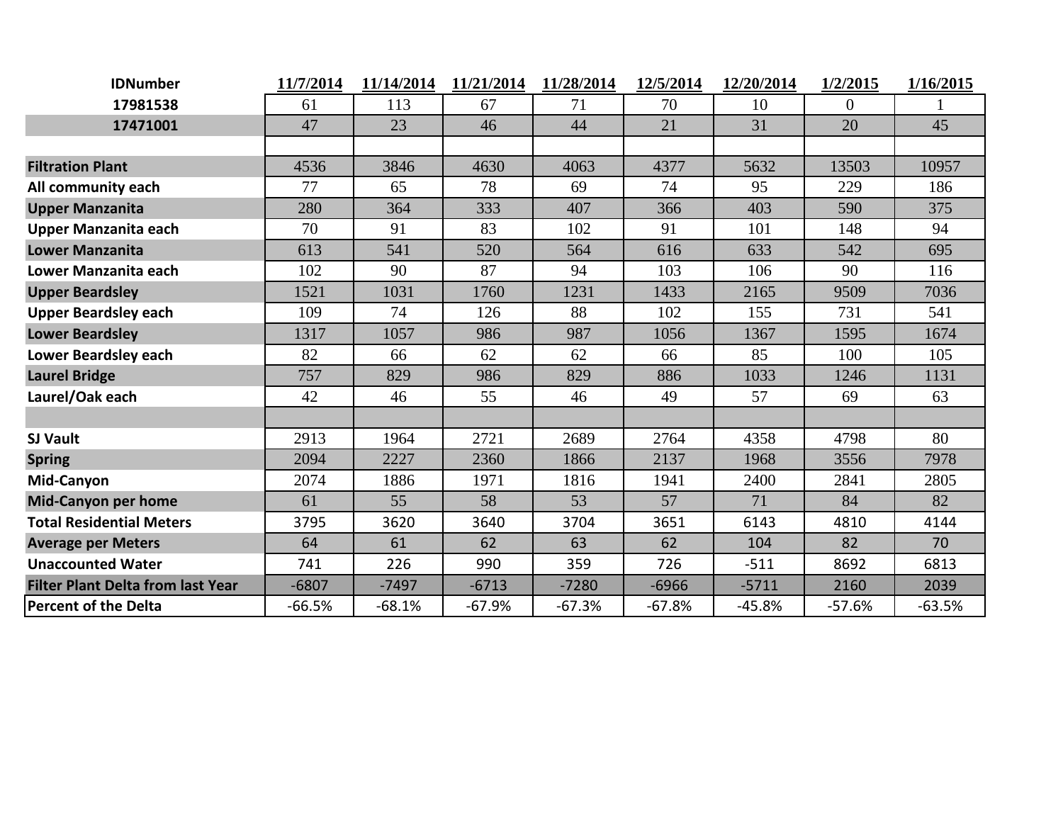| IDNumber | 11/7/2014 | 11/14/2014 | 11/21/2014 | 11/28/2014 | 12/5/2014 | 12/20/2014 | 1/2/2015 | 1/16/2015 |
|---|---|---|---|---|---|---|---|---|
| 17981538 | 61 | 113 | 67 | 71 | 70 | 10 | 0 | 1 |
| 17471001 | 47 | 23 | 46 | 44 | 21 | 31 | 20 | 45 |
| | | | | | | | | |
| Filtration Plant | 4536 | 3846 | 4630 | 4063 | 4377 | 5632 | 13503 | 10957 |
| All community each | 77 | 65 | 78 | 69 | 74 | 95 | 229 | 186 |
| Upper Manzanita | 280 | 364 | 333 | 407 | 366 | 403 | 590 | 375 |
| Upper Manzanita each | 70 | 91 | 83 | 102 | 91 | 101 | 148 | 94 |
| Lower Manzanita | 613 | 541 | 520 | 564 | 616 | 633 | 542 | 695 |
| Lower Manzanita each | 102 | 90 | 87 | 94 | 103 | 106 | 90 | 116 |
| Upper Beardsley | 1521 | 1031 | 1760 | 1231 | 1433 | 2165 | 9509 | 7036 |
| Upper Beardsley each | 109 | 74 | 126 | 88 | 102 | 155 | 731 | 541 |
| Lower Beardsley | 1317 | 1057 | 986 | 987 | 1056 | 1367 | 1595 | 1674 |
| Lower Beardsley each | 82 | 66 | 62 | 62 | 66 | 85 | 100 | 105 |
| Laurel Bridge | 757 | 829 | 986 | 829 | 886 | 1033 | 1246 | 1131 |
| Laurel/Oak each | 42 | 46 | 55 | 46 | 49 | 57 | 69 | 63 |
| | | | | | | | | |
| SJ Vault | 2913 | 1964 | 2721 | 2689 | 2764 | 4358 | 4798 | 80 |
| Spring | 2094 | 2227 | 2360 | 1866 | 2137 | 1968 | 3556 | 7978 |
| Mid-Canyon | 2074 | 1886 | 1971 | 1816 | 1941 | 2400 | 2841 | 2805 |
| Mid-Canyon per home | 61 | 55 | 58 | 53 | 57 | 71 | 84 | 82 |
| Total Residential Meters | 3795 | 3620 | 3640 | 3704 | 3651 | 6143 | 4810 | 4144 |
| Average per Meters | 64 | 61 | 62 | 63 | 62 | 104 | 82 | 70 |
| Unaccounted Water | 741 | 226 | 990 | 359 | 726 | -511 | 8692 | 6813 |
| Filter Plant Delta from last Year | -6807 | -7497 | -6713 | -7280 | -6966 | -5711 | 2160 | 2039 |
| Percent of the Delta | -66.5% | -68.1% | -67.9% | -67.3% | -67.8% | -45.8% | -57.6% | -63.5% |